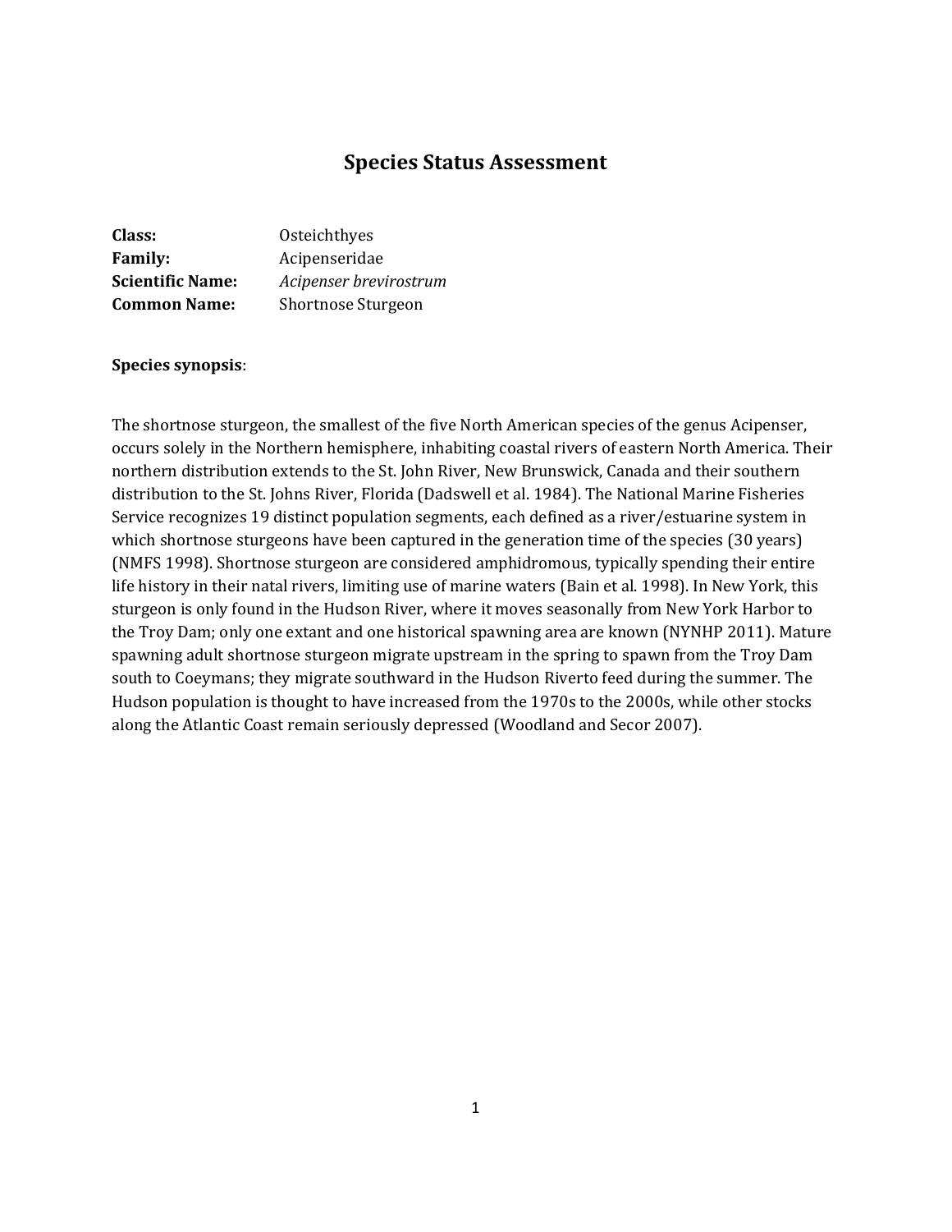# Species Status Assessment

**Class:** Osteichthyes
**Family:** Acipenseridae
**Scientific Name:** *Acipenser brevirostrum*
**Common Name:** Shortnose Sturgeon

**Species synopsis**:

The shortnose sturgeon, the smallest of the five North American species of the genus Acipenser, occurs solely in the Northern hemisphere, inhabiting coastal rivers of eastern North America. Their northern distribution extends to the St. John River, New Brunswick, Canada and their southern distribution to the St. Johns River, Florida (Dadswell et al. 1984). The National Marine Fisheries Service recognizes 19 distinct population segments, each defined as a river/estuarine system in which shortnose sturgeons have been captured in the generation time of the species (30 years) (NMFS 1998). Shortnose sturgeon are considered amphidromous, typically spending their entire life history in their natal rivers, limiting use of marine waters (Bain et al. 1998). In New York, this sturgeon is only found in the Hudson River, where it moves seasonally from New York Harbor to the Troy Dam; only one extant and one historical spawning area are known (NYNHP 2011). Mature spawning adult shortnose sturgeon migrate upstream in the spring to spawn from the Troy Dam south to Coeymans; they migrate southward in the Hudson Riverto feed during the summer. The Hudson population is thought to have increased from the 1970s to the 2000s, while other stocks along the Atlantic Coast remain seriously depressed (Woodland and Secor 2007).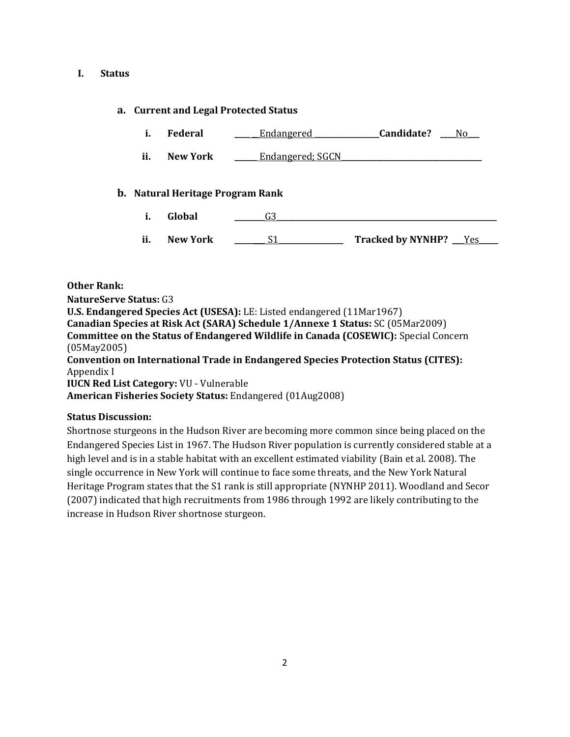# I. Status

## a. Current and Legal Protected Status

i. **Federal** ____ __Endangered ________________**Candidate?** ____No___

ii. **New York** ______ Endangered; SGCN____________________________________

## b. Natural Heritage Program Rank

i. **Global** ________G3___________________________________________________________

ii. **New York** ________ S1________________ **Tracked by NYNHP?** ___Yes_____

**Other Rank:**

**NatureServe Status:** G3
**U.S. Endangered Species Act (USESA):** LE: Listed endangered (11Mar1967)
**Canadian Species at Risk Act (SARA) Schedule 1/Annexe 1 Status:** SC (05Mar2009)
**Committee on the Status of Endangered Wildlife in Canada (COSEWIC):** Special Concern (05May2005)
**Convention on International Trade in Endangered Species Protection Status (CITES):** Appendix I
**IUCN Red List Category:** VU - Vulnerable
**American Fisheries Society Status:** Endangered (01Aug2008)

**Status Discussion:**

Shortnose sturgeons in the Hudson River are becoming more common since being placed on the Endangered Species List in 1967. The Hudson River population is currently considered stable at a high level and is in a stable habitat with an excellent estimated viability (Bain et al. 2008). The single occurrence in New York will continue to face some threats, and the New York Natural Heritage Program states that the S1 rank is still appropriate (NYNHP 2011). Woodland and Secor (2007) indicated that high recruitments from 1986 through 1992 are likely contributing to the increase in Hudson River shortnose sturgeon.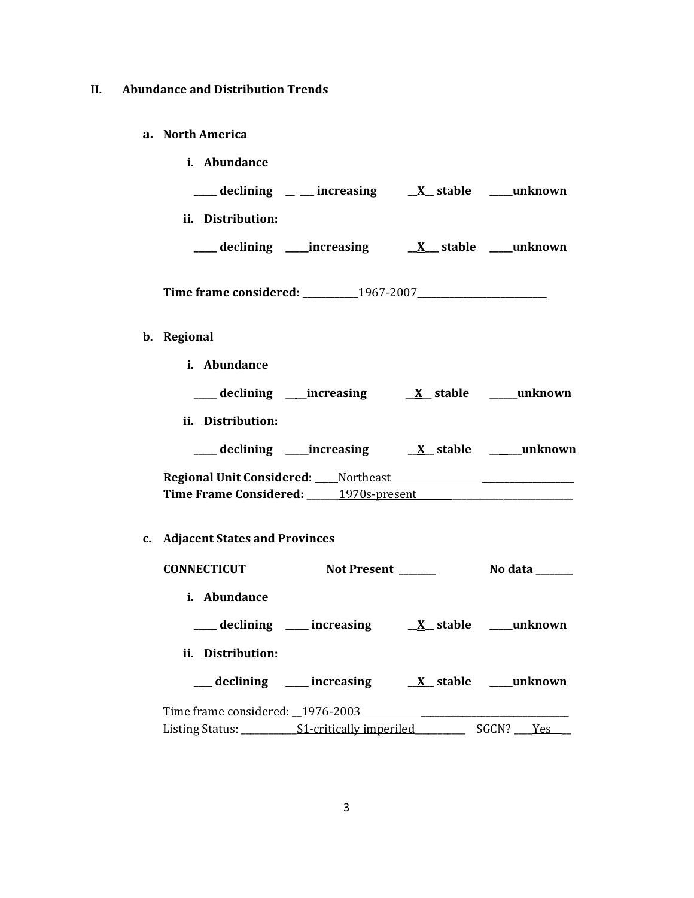## II. Abundance and Distribution Trends

### a. North America

**i. Abundance**

**_____ declining _____ increasing __X__ stable _____unknown**

**ii. Distribution:**

**_____ declining _____increasing __X__ stable _____unknown**

**Time frame considered: ____________1967-2007____________________________**

### b. Regional

**i. Abundance**

**_____ declining _____increasing __X__ stable ______unknown**

**ii. Distribution:**

**_____ declining _____increasing __X__ stable ______unknown**

**Regional Unit Considered: _____**Northeast______________________________________

**Time Frame Considered: _______**1970s-present___________________________________

### c. Adjacent States and Provinces

**CONNECTICUT Not Present ________ No data ________**

**i. Abundance**

**_____ declining _____ increasing __X__ stable _____unknown**

**ii. Distribution:**

**____ declining _____ increasing __X__ stable _____unknown**

Time frame considered: __1976-2003_____________________________________________

Listing Status: ____________S1-critically imperiled___________ SGCN? ____Yes____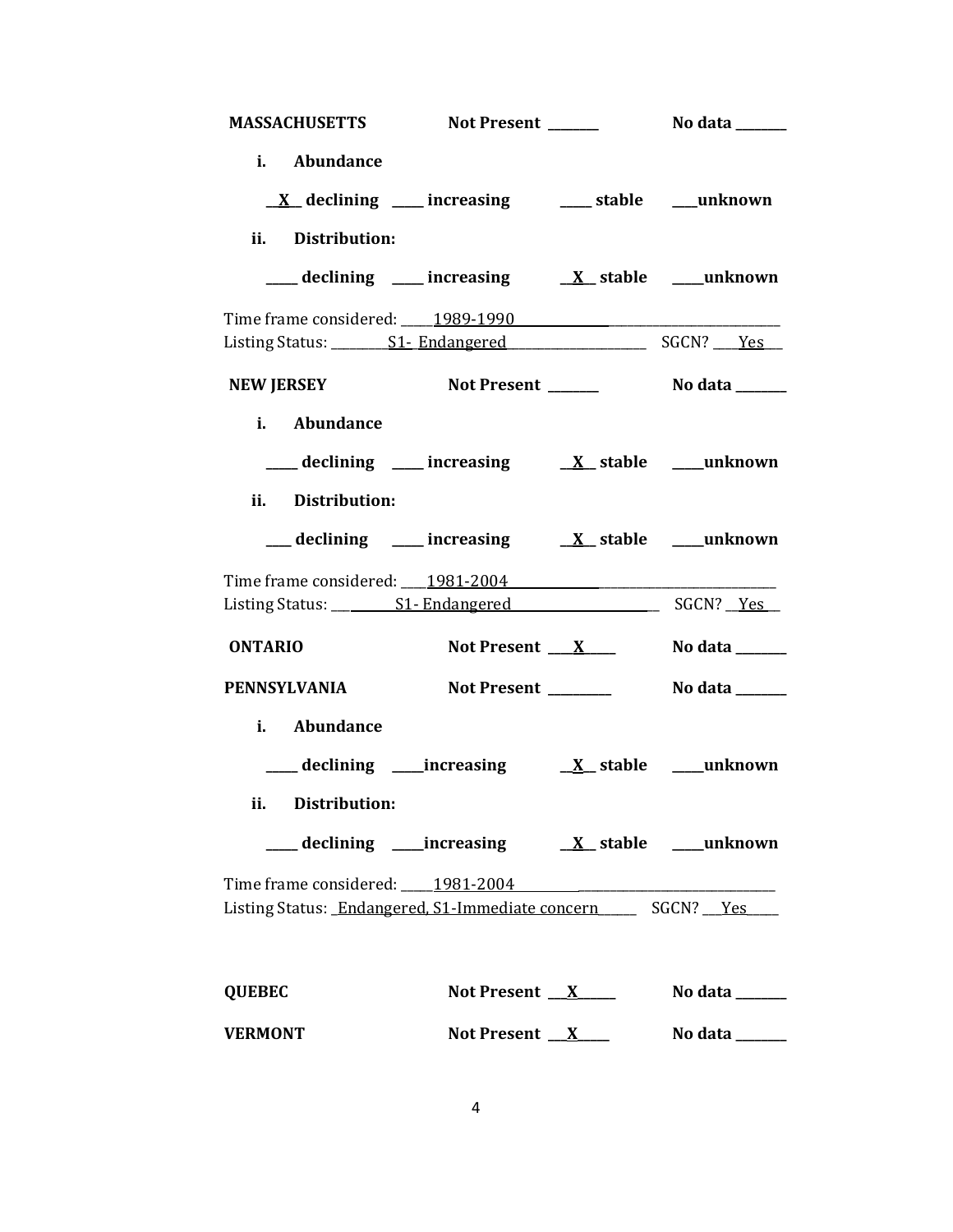**MASSACHUSETTS** Not Present _______ No data _______

**i. Abundance**

__X__ declining ____ increasing ____ stable ___unknown

**ii. Distribution:**

____ declining ____ increasing __X__ stable ____unknown

Time frame considered: ____1989-1990____________________________
Listing Status: ________S1- Endangered____________________ SGCN? ___Yes__

**NEW JERSEY** Not Present _______ No data _______

**i. Abundance**

____ declining ____ increasing __X__ stable ____unknown

**ii. Distribution:**

___ declining ____ increasing __X__ stable ____unknown

Time frame considered: ___1981-2004___________________________
Listing Status: __________S1- Endangered____________________ SGCN? __Yes__

**ONTARIO** Not Present ___X____ No data _______

**PENNSYLVANIA** Not Present ________ No data _______

**i. Abundance**

____ declining ____increasing __X__ stable ____unknown

**ii. Distribution:**

____ declining ____increasing __X__ stable ____unknown

Time frame considered: ____1981-2004___________________________
Listing Status: _Endangered, S1-Immediate concern_____ SGCN? __Yes____

**QUEBEC** Not Present ___X_____ No data _______

**VERMONT** Not Present ___X____ No data _______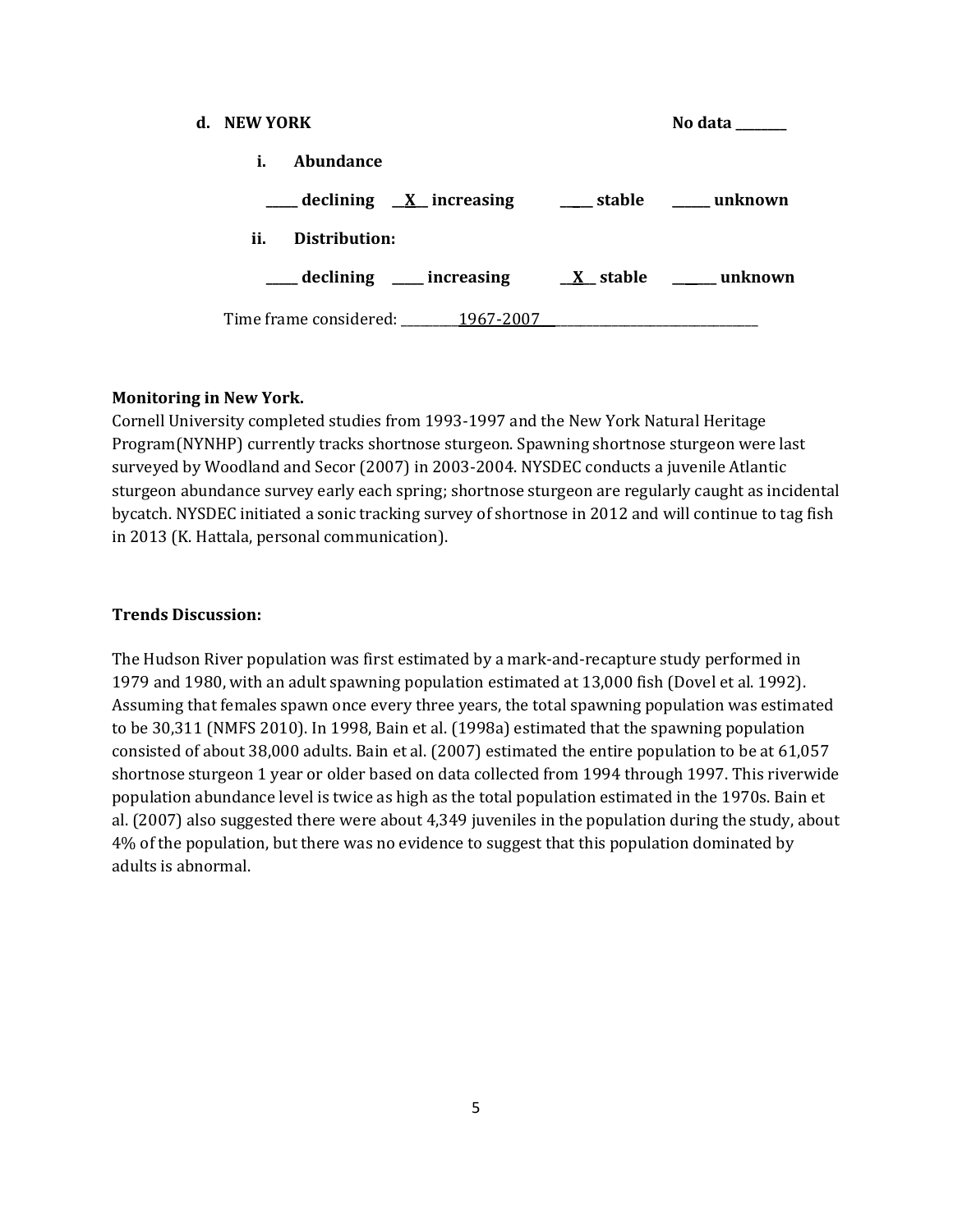**d. NEW YORK** **No data \_\_\_\_\_\_\_\_**

**i. Abundance**

**\_\_\_\_\_ declining \_\_X\_\_ increasing \_\_\_\_\_ stable \_\_\_\_\_\_ unknown**

**ii. Distribution:**

**\_\_\_\_\_ declining \_\_\_\_\_ increasing \_\_X\_\_ stable \_\_\_\_\_\_ unknown**

Time frame considered: \_\_\_\_\_\_\_\_\_\_1967-2007\_\_\_\_\_\_\_\_\_\_\_\_\_\_\_\_\_\_\_\_\_\_\_\_\_\_\_\_\_\_\_\_\_\_\_\_

**Monitoring in New York.**

Cornell University completed studies from 1993-1997 and the New York Natural Heritage Program(NYNHP) currently tracks shortnose sturgeon. Spawning shortnose sturgeon were last surveyed by Woodland and Secor (2007) in 2003-2004. NYSDEC conducts a juvenile Atlantic sturgeon abundance survey early each spring; shortnose sturgeon are regularly caught as incidental bycatch. NYSDEC initiated a sonic tracking survey of shortnose in 2012 and will continue to tag fish in 2013 (K. Hattala, personal communication).

**Trends Discussion:**

The Hudson River population was first estimated by a mark-and-recapture study performed in 1979 and 1980, with an adult spawning population estimated at 13,000 fish (Dovel et al. 1992). Assuming that females spawn once every three years, the total spawning population was estimated to be 30,311 (NMFS 2010). In 1998, Bain et al. (1998a) estimated that the spawning population consisted of about 38,000 adults. Bain et al. (2007) estimated the entire population to be at 61,057 shortnose sturgeon 1 year or older based on data collected from 1994 through 1997. This riverwide population abundance level is twice as high as the total population estimated in the 1970s. Bain et al. (2007) also suggested there were about 4,349 juveniles in the population during the study, about 4% of the population, but there was no evidence to suggest that this population dominated by adults is abnormal.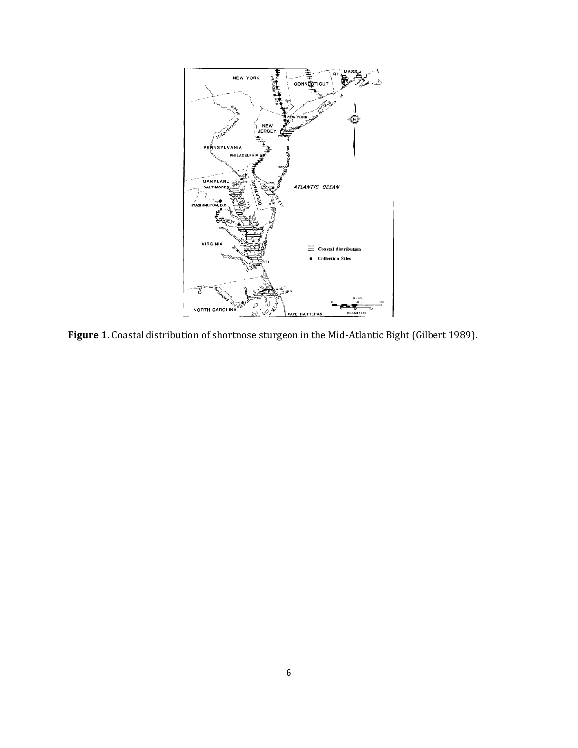**Figure 1**. Coastal distribution of shortnose sturgeon in the Mid-Atlantic Bight (Gilbert 1989).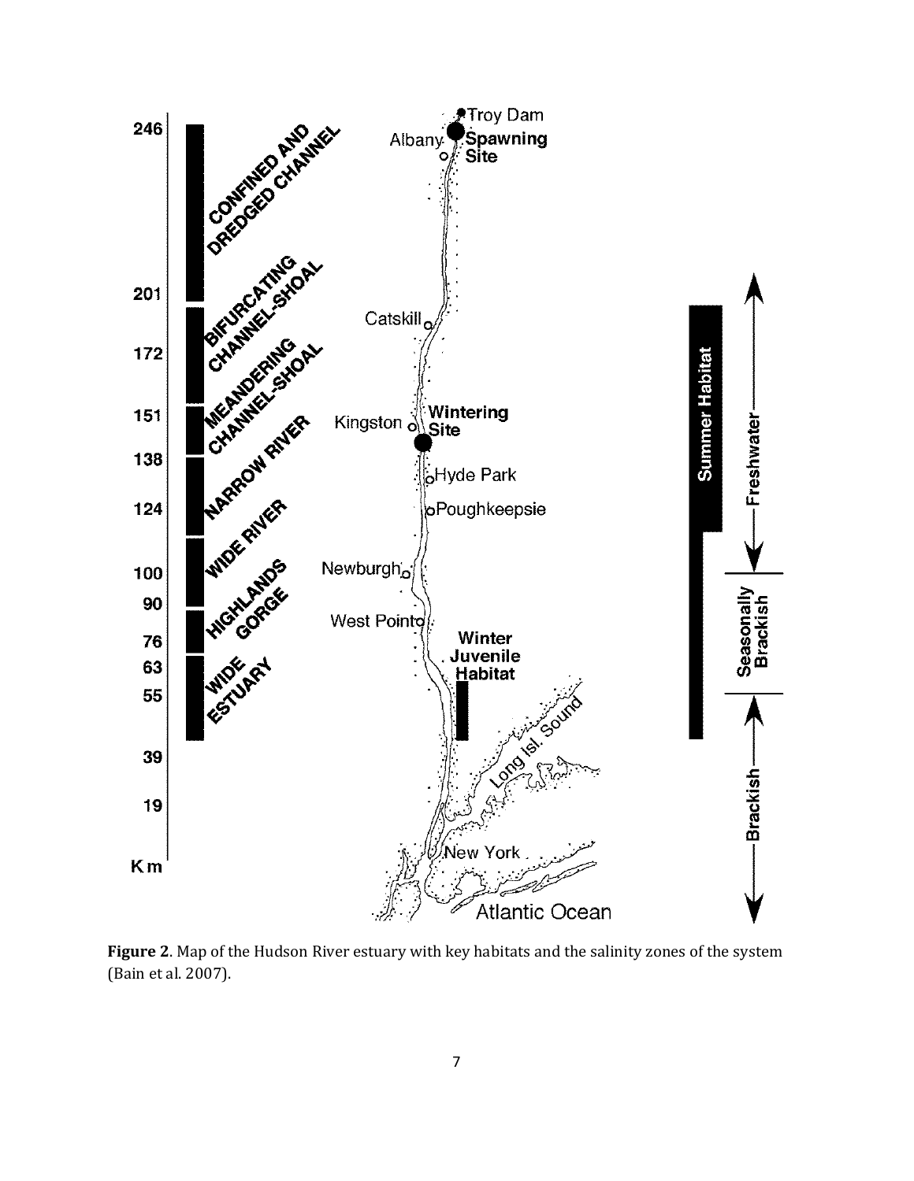**Figure 2**. Map of the Hudson River estuary with key habitats and the salinity zones of the system (Bain et al. 2007).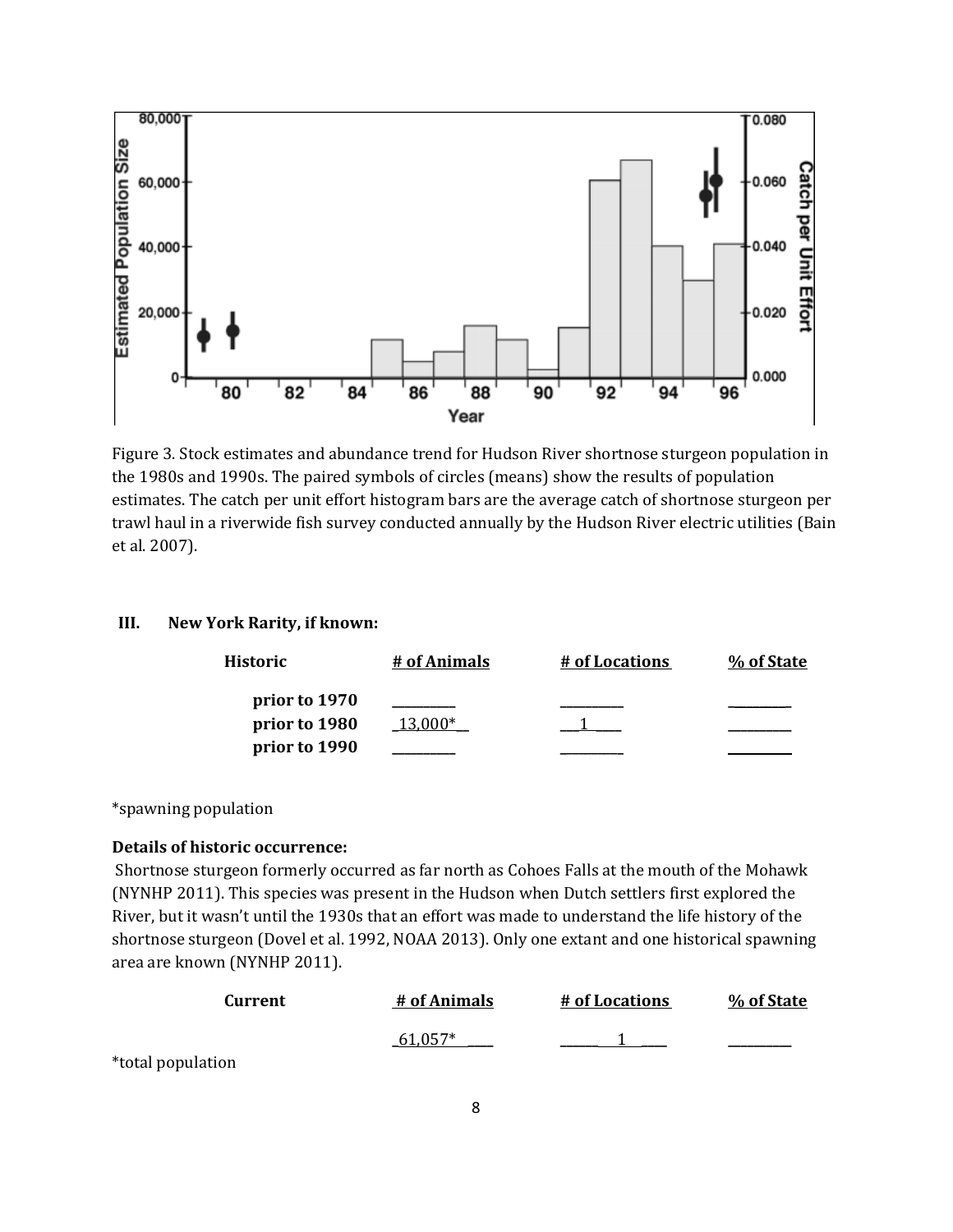Figure 3. Stock estimates and abundance trend for Hudson River shortnose sturgeon population in the 1980s and 1990s. The paired symbols of circles (means) show the results of population estimates. The catch per unit effort histogram bars are the average catch of shortnose sturgeon per trawl haul in a riverwide fish survey conducted annually by the Hudson River electric utilities (Bain et al. 2007).

## III. New York Rarity, if known:

| Historic | # of Animals | # of Locations | % of State |
|---|---|---|---|
| prior to 1970 | _________ | _________ | _________ |
| prior to 1980 | 13,000* | 1 | _________ |
| prior to 1990 | _________ | _________ | _________ |

*spawning population

**Details of historic occurrence:**

Shortnose sturgeon formerly occurred as far north as Cohoes Falls at the mouth of the Mohawk (NYNHP 2011). This species was present in the Hudson when Dutch settlers first explored the River, but it wasn't until the 1930s that an effort was made to understand the life history of the shortnose sturgeon (Dovel et al. 1992, NOAA 2013). Only one extant and one historical spawning area are known (NYNHP 2011).

| Current | # of Animals | # of Locations | % of State |
|---|---|---|---|
| | 61,057* | 1 | _________ |

*total population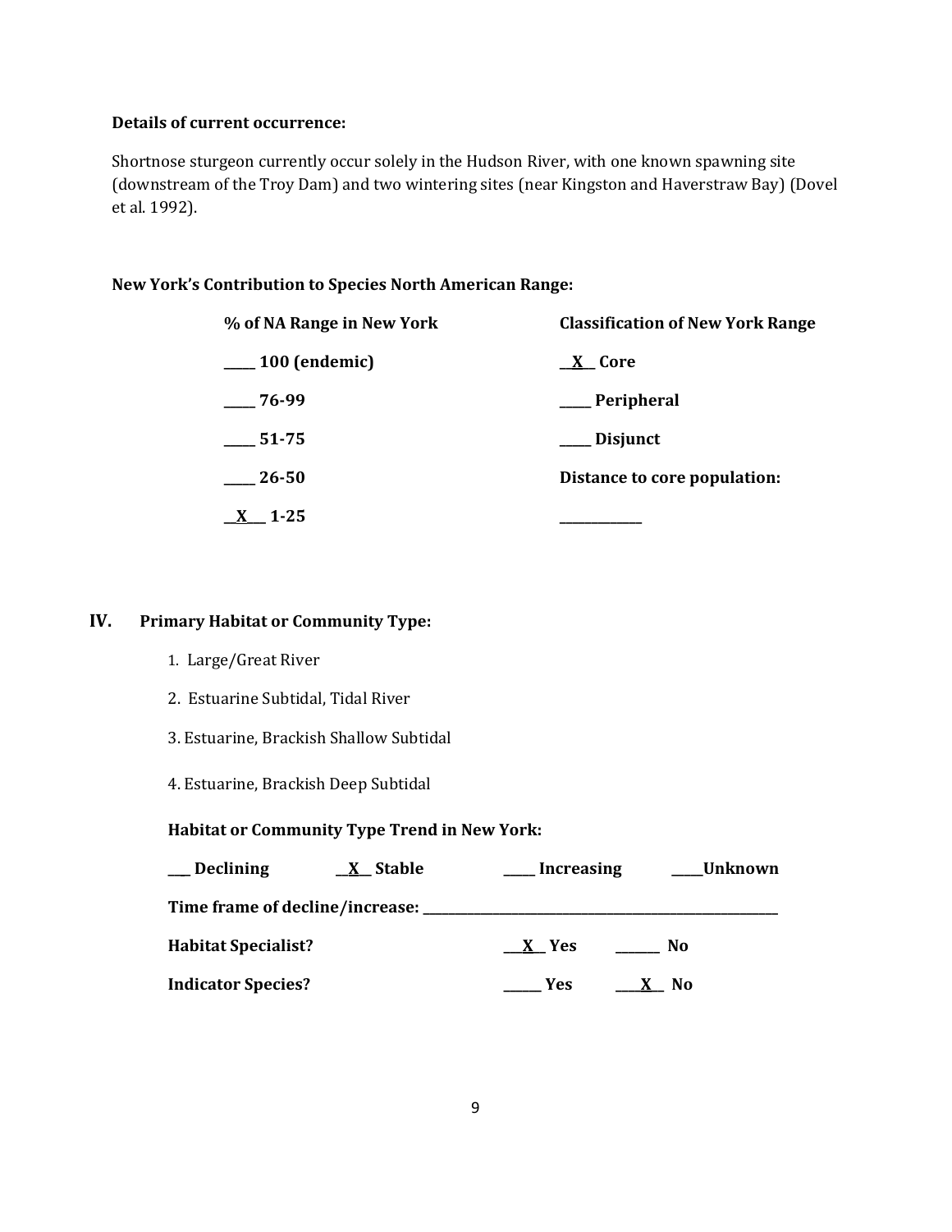**Details of current occurrence:**

Shortnose sturgeon currently occur solely in the Hudson River, with one known spawning site (downstream of the Troy Dam) and two wintering sites (near Kingston and Haverstraw Bay) (Dovel et al. 1992).

**New York's Contribution to Species North American Range:**

| % of NA Range in New York | Classification of New York Range |
|---|---|
| ____ 100 (endemic) | __X__ Core |
| ____ 76-99 | ____ Peripheral |
| ____ 51-75 | ____ Disjunct |
| ____ 26-50 | Distance to core population: |
| __X__ 1-25 | ____________ |

## IV. Primary Habitat or Community Type:

1. Large/Great River
2. Estuarine Subtidal, Tidal River
3. Estuarine, Brackish Shallow Subtidal
4. Estuarine, Brackish Deep Subtidal

**Habitat or Community Type Trend in New York:**

**___ Declining** **__X__ Stable** **____ Increasing** **____Unknown**

**Time frame of decline/increase: ____________________________________________**

**Habitat Specialist?** **__X__ Yes** **______ No**

**Indicator Species?** **_____ Yes** **__X__ No**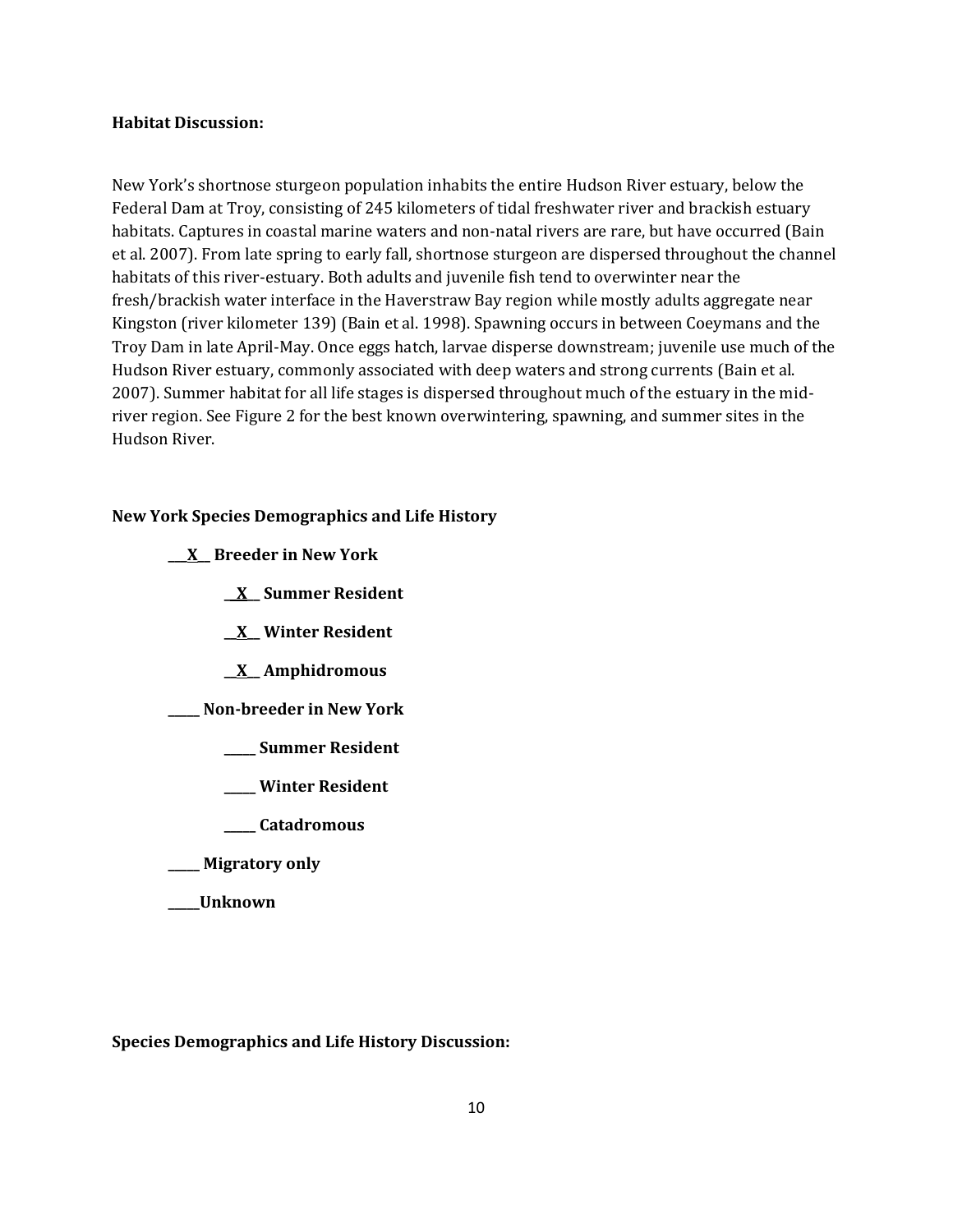**Habitat Discussion:**

New York's shortnose sturgeon population inhabits the entire Hudson River estuary, below the Federal Dam at Troy, consisting of 245 kilometers of tidal freshwater river and brackish estuary habitats. Captures in coastal marine waters and non-natal rivers are rare, but have occurred (Bain et al. 2007). From late spring to early fall, shortnose sturgeon are dispersed throughout the channel habitats of this river-estuary. Both adults and juvenile fish tend to overwinter near the fresh/brackish water interface in the Haverstraw Bay region while mostly adults aggregate near Kingston (river kilometer 139) (Bain et al. 1998). Spawning occurs in between Coeymans and the Troy Dam in late April-May. Once eggs hatch, larvae disperse downstream; juvenile use much of the Hudson River estuary, commonly associated with deep waters and strong currents (Bain et al. 2007). Summer habitat for all life stages is dispersed throughout much of the estuary in the mid-river region. See Figure 2 for the best known overwintering, spawning, and summer sites in the Hudson River.

**New York Species Demographics and Life History**

**\_\_X\_\_ Breeder in New York**

- **\_\_X\_\_ Summer Resident**
- **\_\_X\_\_ Winter Resident**
- **\_\_X\_\_ Amphidromous**

**\_\_\_\_\_ Non-breeder in New York**

- **\_\_\_\_\_ Summer Resident**
- **\_\_\_\_\_ Winter Resident**
- **\_\_\_\_\_ Catadromous**

**\_\_\_\_\_ Migratory only**

**\_\_\_\_\_Unknown**

**Species Demographics and Life History Discussion:**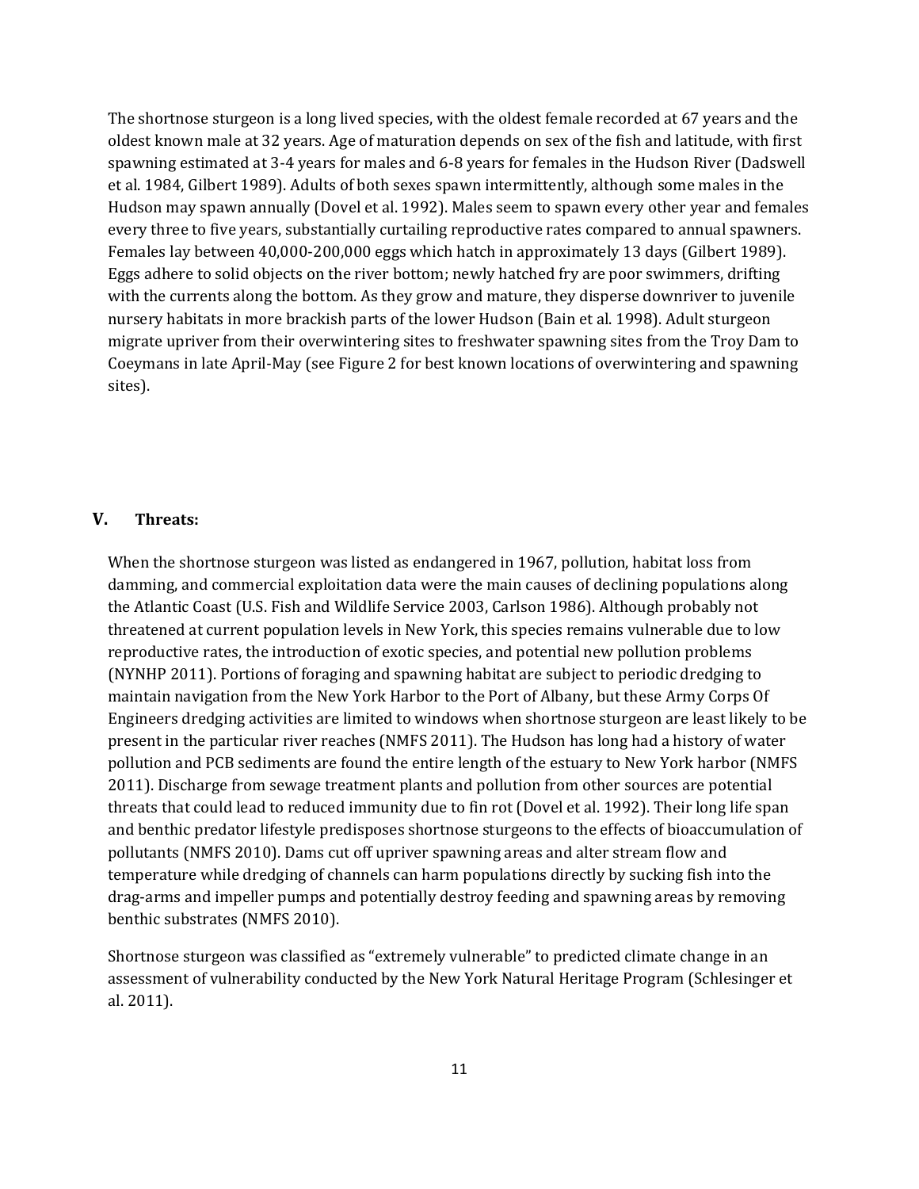The shortnose sturgeon is a long lived species, with the oldest female recorded at 67 years and the oldest known male at 32 years. Age of maturation depends on sex of the fish and latitude, with first spawning estimated at 3-4 years for males and 6-8 years for females in the Hudson River (Dadswell et al. 1984, Gilbert 1989). Adults of both sexes spawn intermittently, although some males in the Hudson may spawn annually (Dovel et al. 1992). Males seem to spawn every other year and females every three to five years, substantially curtailing reproductive rates compared to annual spawners. Females lay between 40,000-200,000 eggs which hatch in approximately 13 days (Gilbert 1989). Eggs adhere to solid objects on the river bottom; newly hatched fry are poor swimmers, drifting with the currents along the bottom. As they grow and mature, they disperse downriver to juvenile nursery habitats in more brackish parts of the lower Hudson (Bain et al. 1998). Adult sturgeon migrate upriver from their overwintering sites to freshwater spawning sites from the Troy Dam to Coeymans in late April-May (see Figure 2 for best known locations of overwintering and spawning sites).

## V. Threats:

When the shortnose sturgeon was listed as endangered in 1967, pollution, habitat loss from damming, and commercial exploitation data were the main causes of declining populations along the Atlantic Coast (U.S. Fish and Wildlife Service 2003, Carlson 1986). Although probably not threatened at current population levels in New York, this species remains vulnerable due to low reproductive rates, the introduction of exotic species, and potential new pollution problems (NYNHP 2011). Portions of foraging and spawning habitat are subject to periodic dredging to maintain navigation from the New York Harbor to the Port of Albany, but these Army Corps Of Engineers dredging activities are limited to windows when shortnose sturgeon are least likely to be present in the particular river reaches (NMFS 2011). The Hudson has long had a history of water pollution and PCB sediments are found the entire length of the estuary to New York harbor (NMFS 2011). Discharge from sewage treatment plants and pollution from other sources are potential threats that could lead to reduced immunity due to fin rot (Dovel et al. 1992). Their long life span and benthic predator lifestyle predisposes shortnose sturgeons to the effects of bioaccumulation of pollutants (NMFS 2010). Dams cut off upriver spawning areas and alter stream flow and temperature while dredging of channels can harm populations directly by sucking fish into the drag-arms and impeller pumps and potentially destroy feeding and spawning areas by removing benthic substrates (NMFS 2010).

Shortnose sturgeon was classified as "extremely vulnerable" to predicted climate change in an assessment of vulnerability conducted by the New York Natural Heritage Program (Schlesinger et al. 2011).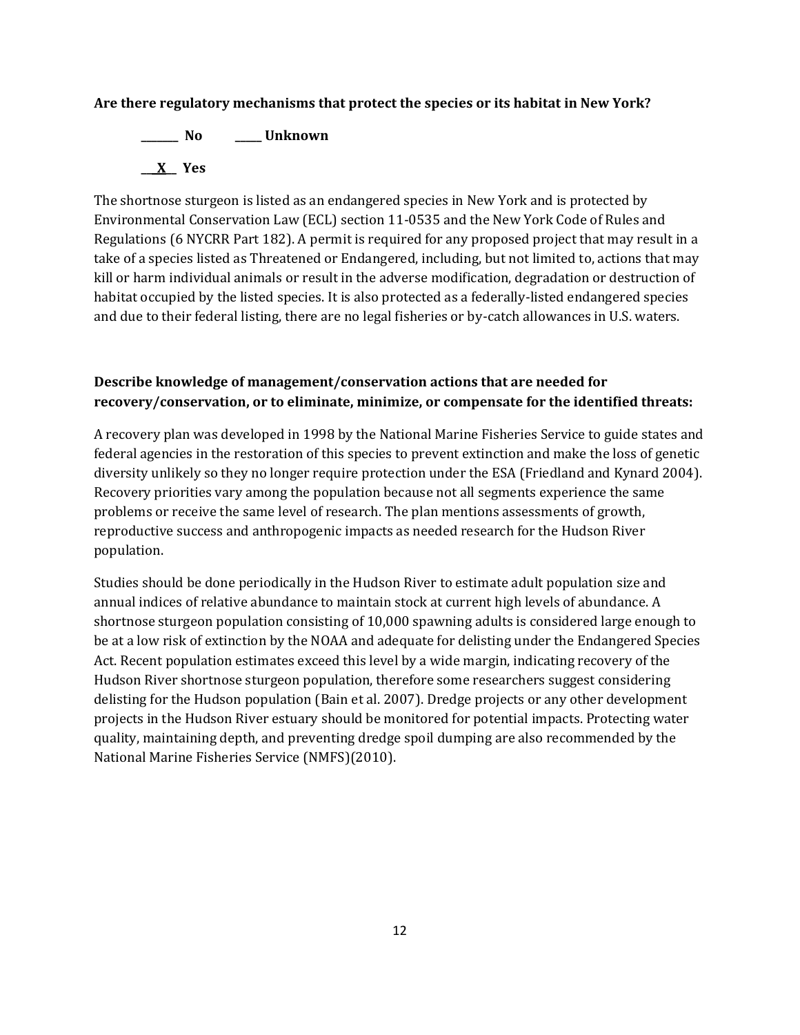**Are there regulatory mechanisms that protect the species or its habitat in New York?**

**_______ No  _____ Unknown**

**__X__ Yes**

The shortnose sturgeon is listed as an endangered species in New York and is protected by Environmental Conservation Law (ECL) section 11-0535 and the New York Code of Rules and Regulations (6 NYCRR Part 182). A permit is required for any proposed project that may result in a take of a species listed as Threatened or Endangered, including, but not limited to, actions that may kill or harm individual animals or result in the adverse modification, degradation or destruction of habitat occupied by the listed species. It is also protected as a federally-listed endangered species and due to their federal listing, there are no legal fisheries or by-catch allowances in U.S. waters.

**Describe knowledge of management/conservation actions that are needed for recovery/conservation, or to eliminate, minimize, or compensate for the identified threats:**

A recovery plan was developed in 1998 by the National Marine Fisheries Service to guide states and federal agencies in the restoration of this species to prevent extinction and make the loss of genetic diversity unlikely so they no longer require protection under the ESA (Friedland and Kynard 2004). Recovery priorities vary among the population because not all segments experience the same problems or receive the same level of research. The plan mentions assessments of growth, reproductive success and anthropogenic impacts as needed research for the Hudson River population.

Studies should be done periodically in the Hudson River to estimate adult population size and annual indices of relative abundance to maintain stock at current high levels of abundance. A shortnose sturgeon population consisting of 10,000 spawning adults is considered large enough to be at a low risk of extinction by the NOAA and adequate for delisting under the Endangered Species Act. Recent population estimates exceed this level by a wide margin, indicating recovery of the Hudson River shortnose sturgeon population, therefore some researchers suggest considering delisting for the Hudson population (Bain et al. 2007). Dredge projects or any other development projects in the Hudson River estuary should be monitored for potential impacts. Protecting water quality, maintaining depth, and preventing dredge spoil dumping are also recommended by the National Marine Fisheries Service (NMFS)(2010).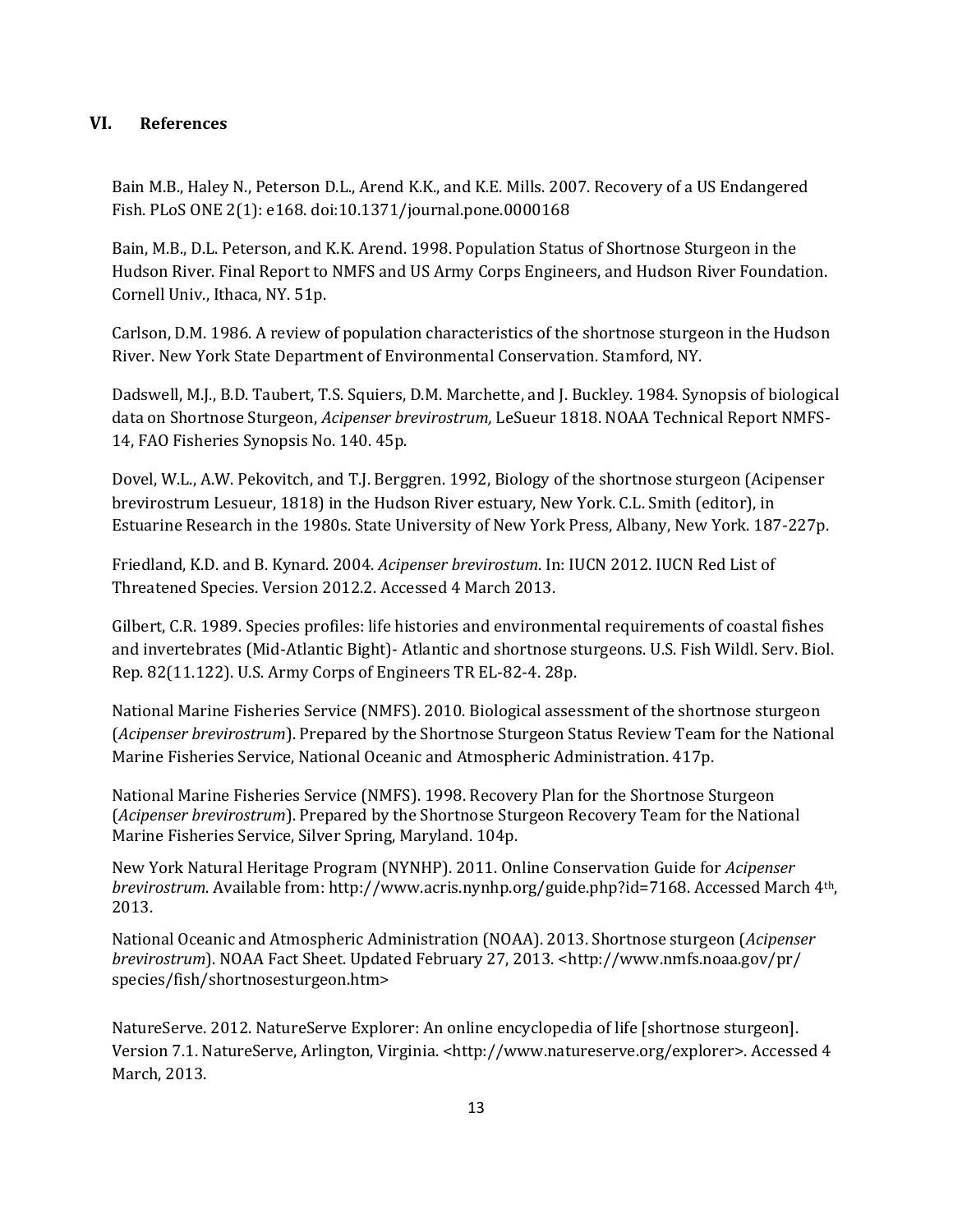## VI. References

Bain M.B., Haley N., Peterson D.L., Arend K.K., and K.E. Mills. 2007. Recovery of a US Endangered Fish. PLoS ONE 2(1): e168. doi:10.1371/journal.pone.0000168

Bain, M.B., D.L. Peterson, and K.K. Arend. 1998. Population Status of Shortnose Sturgeon in the Hudson River. Final Report to NMFS and US Army Corps Engineers, and Hudson River Foundation. Cornell Univ., Ithaca, NY. 51p.

Carlson, D.M. 1986. A review of population characteristics of the shortnose sturgeon in the Hudson River. New York State Department of Environmental Conservation. Stamford, NY.

Dadswell, M.J., B.D. Taubert, T.S. Squiers, D.M. Marchette, and J. Buckley. 1984. Synopsis of biological data on Shortnose Sturgeon, *Acipenser brevirostrum,* LeSueur 1818. NOAA Technical Report NMFS-14, FAO Fisheries Synopsis No. 140. 45p.

Dovel, W.L., A.W. Pekovitch, and T.J. Berggren. 1992, Biology of the shortnose sturgeon (Acipenser brevirostrum Lesueur, 1818) in the Hudson River estuary, New York. C.L. Smith (editor), in Estuarine Research in the 1980s. State University of New York Press, Albany, New York. 187-227p.

Friedland, K.D. and B. Kynard. 2004. *Acipenser brevirostum*. In: IUCN 2012. IUCN Red List of Threatened Species. Version 2012.2. Accessed 4 March 2013.

Gilbert, C.R. 1989. Species profiles: life histories and environmental requirements of coastal fishes and invertebrates (Mid-Atlantic Bight)- Atlantic and shortnose sturgeons. U.S. Fish Wildl. Serv. Biol. Rep. 82(11.122). U.S. Army Corps of Engineers TR EL-82-4. 28p.

National Marine Fisheries Service (NMFS). 2010. Biological assessment of the shortnose sturgeon (*Acipenser brevirostrum*). Prepared by the Shortnose Sturgeon Status Review Team for the National Marine Fisheries Service, National Oceanic and Atmospheric Administration. 417p.

National Marine Fisheries Service (NMFS). 1998. Recovery Plan for the Shortnose Sturgeon (*Acipenser brevirostrum*). Prepared by the Shortnose Sturgeon Recovery Team for the National Marine Fisheries Service, Silver Spring, Maryland. 104p.

New York Natural Heritage Program (NYNHP). 2011. Online Conservation Guide for *Acipenser brevirostrum*. Available from: http://www.acris.nynhp.org/guide.php?id=7168. Accessed March 4th, 2013.

National Oceanic and Atmospheric Administration (NOAA). 2013. Shortnose sturgeon (*Acipenser brevirostrum*). NOAA Fact Sheet. Updated February 27, 2013. <http://www.nmfs.noaa.gov/pr/species/fish/shortnosesturgeon.htm>

NatureServe. 2012. NatureServe Explorer: An online encyclopedia of life [shortnose sturgeon]. Version 7.1. NatureServe, Arlington, Virginia. <http://www.natureserve.org/explorer>. Accessed 4 March, 2013.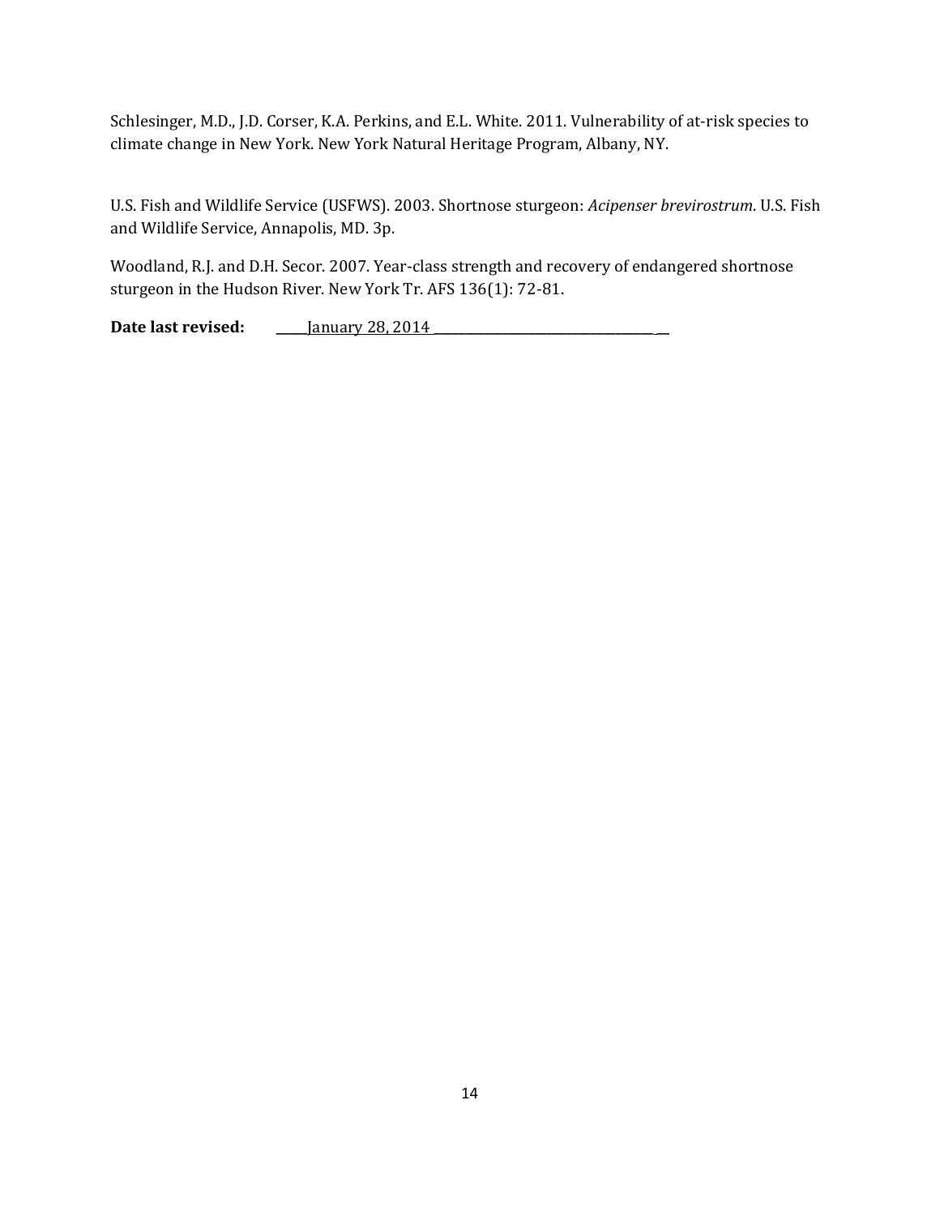Schlesinger, M.D., J.D. Corser, K.A. Perkins, and E.L. White. 2011. Vulnerability of at-risk species to climate change in New York. New York Natural Heritage Program, Albany, NY.

U.S. Fish and Wildlife Service (USFWS). 2003. Shortnose sturgeon: *Acipenser brevirostrum*. U.S. Fish and Wildlife Service, Annapolis, MD. 3p.

Woodland, R.J. and D.H. Secor. 2007. Year-class strength and recovery of endangered shortnose sturgeon in the Hudson River. New York Tr. AFS 136(1): 72-81.

**Date last revised:** January 28, 2014